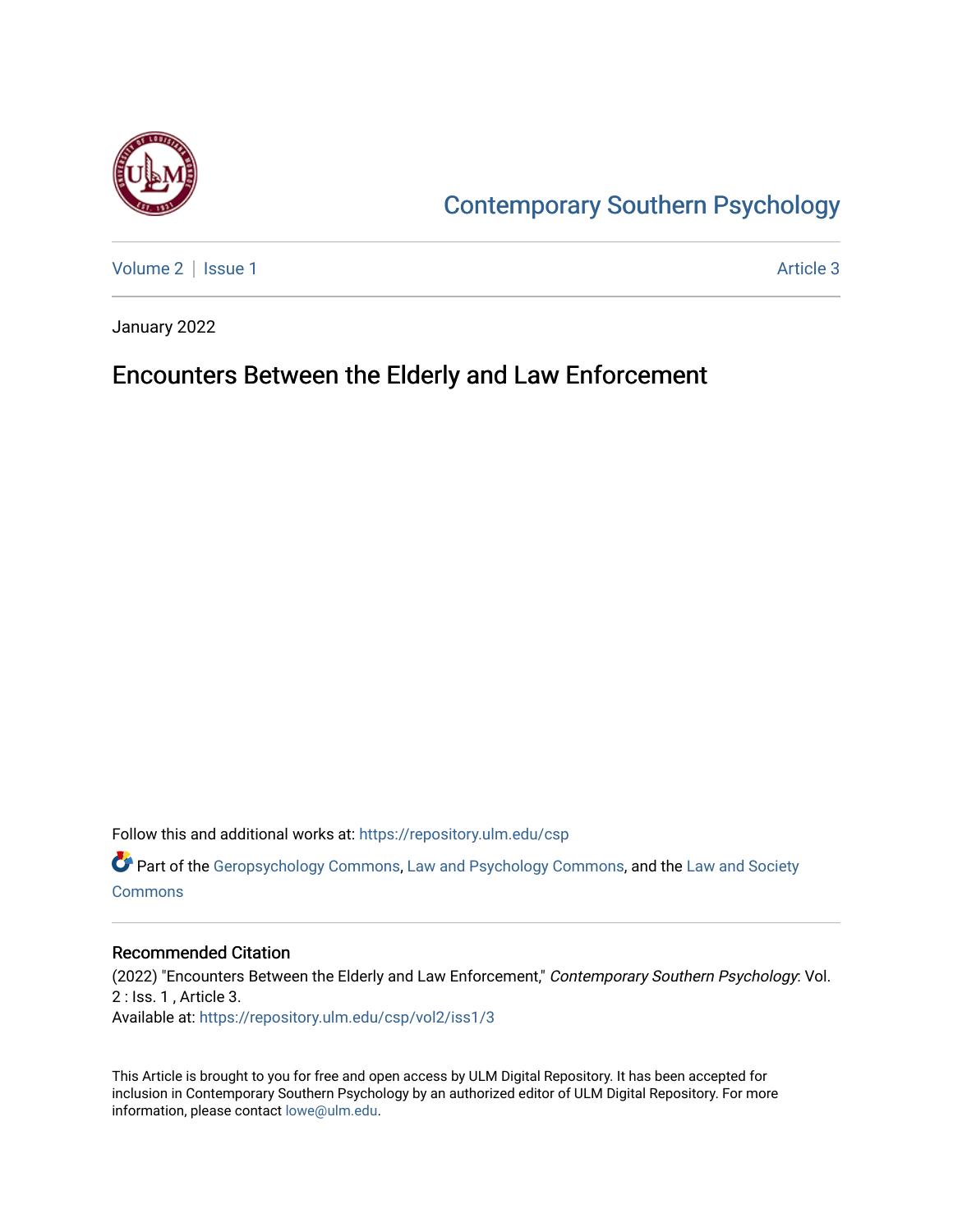# Contemporary Southern Psychology

Volume 2 | Issue 1 Article 3

January 2022

## Encounters Between the Elderly and Law Enforcement

Follow this and additional works at: https://repository.ulm.edu/csp

Part of the Geropsychology Commons, Law and Psychology Commons, and the Law and Society Commons

### Recommended Citation

(2022) "Encounters Between the Elderly and Law Enforcement," *Contemporary Southern Psychology*: Vol. 2 : Iss. 1 , Article 3.
Available at: https://repository.ulm.edu/csp/vol2/iss1/3

This Article is brought to you for free and open access by ULM Digital Repository. It has been accepted for inclusion in Contemporary Southern Psychology by an authorized editor of ULM Digital Repository. For more information, please contact lowe@ulm.edu.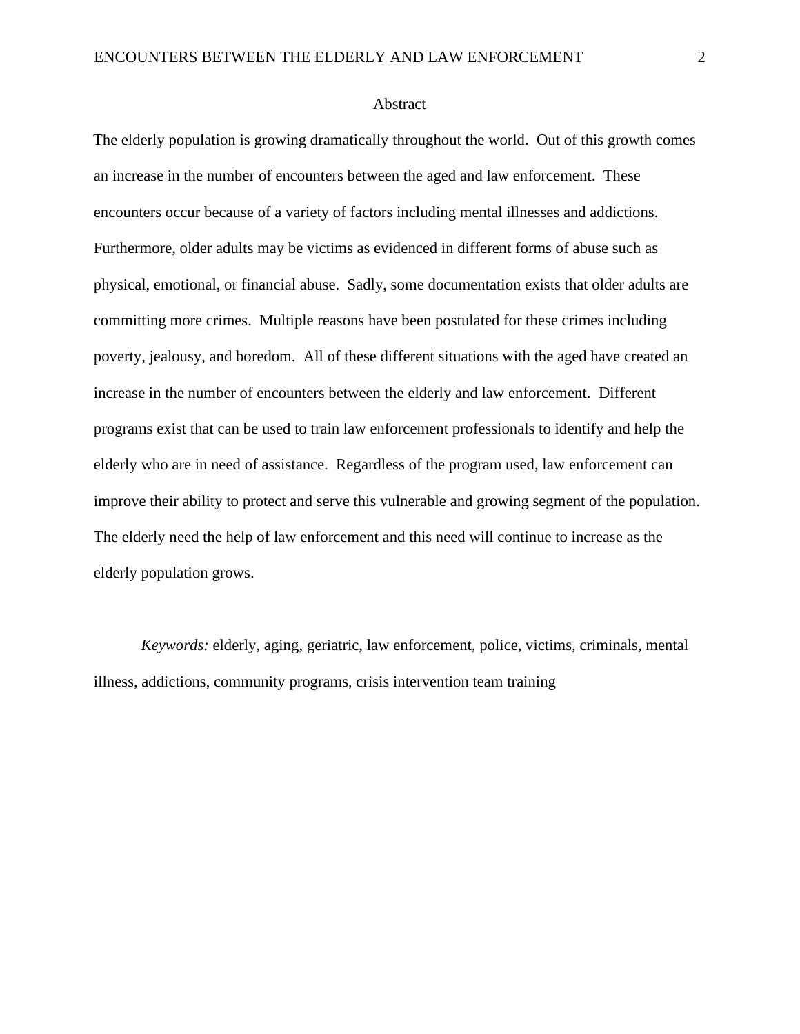# Abstract

The elderly population is growing dramatically throughout the world. Out of this growth comes an increase in the number of encounters between the aged and law enforcement. These encounters occur because of a variety of factors including mental illnesses and addictions. Furthermore, older adults may be victims as evidenced in different forms of abuse such as physical, emotional, or financial abuse. Sadly, some documentation exists that older adults are committing more crimes. Multiple reasons have been postulated for these crimes including poverty, jealousy, and boredom. All of these different situations with the aged have created an increase in the number of encounters between the elderly and law enforcement. Different programs exist that can be used to train law enforcement professionals to identify and help the elderly who are in need of assistance. Regardless of the program used, law enforcement can improve their ability to protect and serve this vulnerable and growing segment of the population. The elderly need the help of law enforcement and this need will continue to increase as the elderly population grows.

*Keywords:* elderly, aging, geriatric, law enforcement, police, victims, criminals, mental illness, addictions, community programs, crisis intervention team training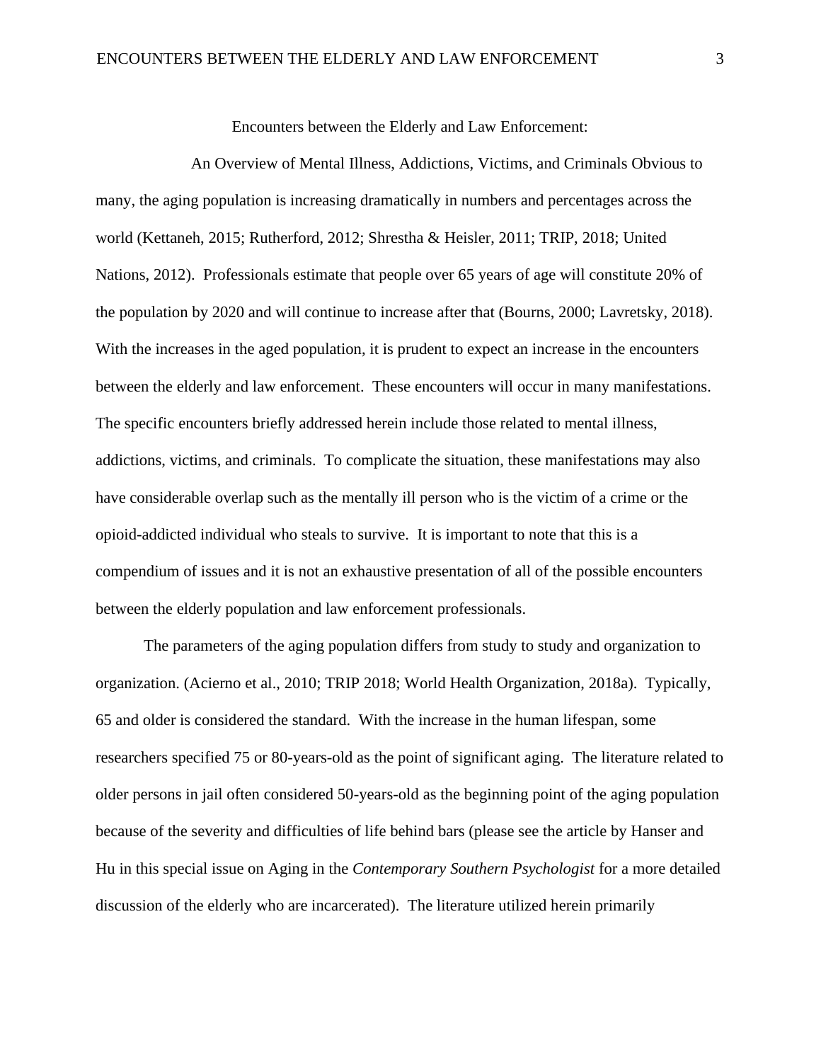Encounters between the Elderly and Law Enforcement:

An Overview of Mental Illness, Addictions, Victims, and Criminals

Obvious to many, the aging population is increasing dramatically in numbers and percentages across the world (Kettaneh, 2015; Rutherford, 2012; Shrestha & Heisler, 2011; TRIP, 2018; United Nations, 2012). Professionals estimate that people over 65 years of age will constitute 20% of the population by 2020 and will continue to increase after that (Bourns, 2000; Lavretsky, 2018). With the increases in the aged population, it is prudent to expect an increase in the encounters between the elderly and law enforcement. These encounters will occur in many manifestations. The specific encounters briefly addressed herein include those related to mental illness, addictions, victims, and criminals. To complicate the situation, these manifestations may also have considerable overlap such as the mentally ill person who is the victim of a crime or the opioid-addicted individual who steals to survive. It is important to note that this is a compendium of issues and it is not an exhaustive presentation of all of the possible encounters between the elderly population and law enforcement professionals.

The parameters of the aging population differs from study to study and organization to organization. (Acierno et al., 2010; TRIP 2018; World Health Organization, 2018a). Typically, 65 and older is considered the standard. With the increase in the human lifespan, some researchers specified 75 or 80-years-old as the point of significant aging. The literature related to older persons in jail often considered 50-years-old as the beginning point of the aging population because of the severity and difficulties of life behind bars (please see the article by Hanser and Hu in this special issue on Aging in the *Contemporary Southern Psychologist* for a more detailed discussion of the elderly who are incarcerated). The literature utilized herein primarily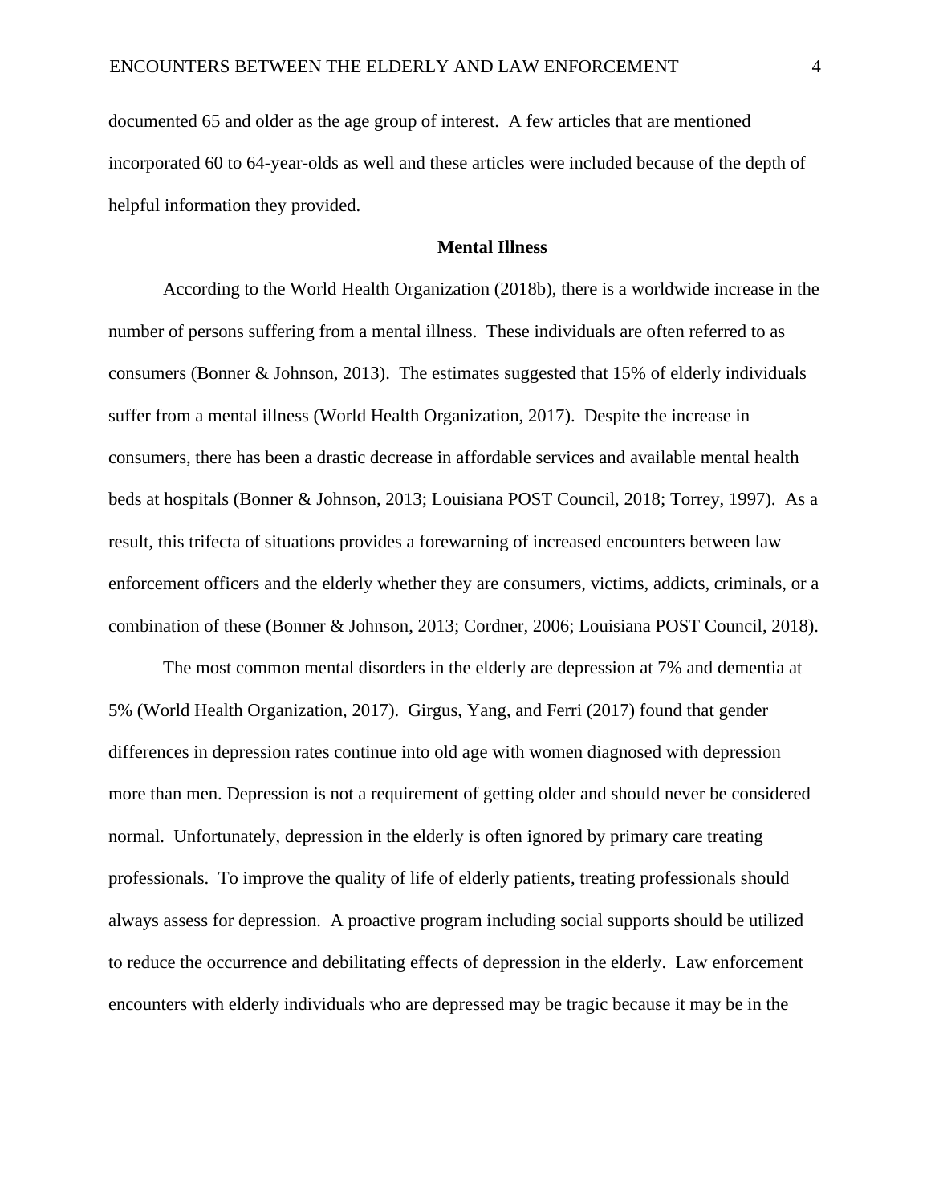documented 65 and older as the age group of interest. A few articles that are mentioned incorporated 60 to 64-year-olds as well and these articles were included because of the depth of helpful information they provided.

## Mental Illness

According to the World Health Organization (2018b), there is a worldwide increase in the number of persons suffering from a mental illness. These individuals are often referred to as consumers (Bonner & Johnson, 2013). The estimates suggested that 15% of elderly individuals suffer from a mental illness (World Health Organization, 2017). Despite the increase in consumers, there has been a drastic decrease in affordable services and available mental health beds at hospitals (Bonner & Johnson, 2013; Louisiana POST Council, 2018; Torrey, 1997). As a result, this trifecta of situations provides a forewarning of increased encounters between law enforcement officers and the elderly whether they are consumers, victims, addicts, criminals, or a combination of these (Bonner & Johnson, 2013; Cordner, 2006; Louisiana POST Council, 2018).

The most common mental disorders in the elderly are depression at 7% and dementia at 5% (World Health Organization, 2017). Girgus, Yang, and Ferri (2017) found that gender differences in depression rates continue into old age with women diagnosed with depression more than men. Depression is not a requirement of getting older and should never be considered normal. Unfortunately, depression in the elderly is often ignored by primary care treating professionals. To improve the quality of life of elderly patients, treating professionals should always assess for depression. A proactive program including social supports should be utilized to reduce the occurrence and debilitating effects of depression in the elderly. Law enforcement encounters with elderly individuals who are depressed may be tragic because it may be in the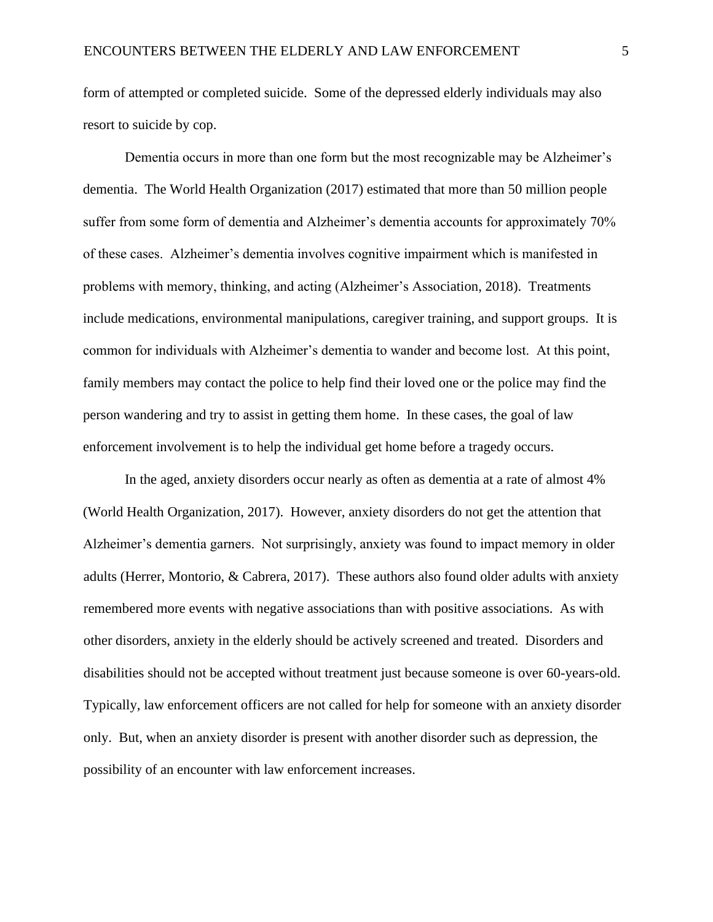form of attempted or completed suicide. Some of the depressed elderly individuals may also resort to suicide by cop.

Dementia occurs in more than one form but the most recognizable may be Alzheimer's dementia. The World Health Organization (2017) estimated that more than 50 million people suffer from some form of dementia and Alzheimer's dementia accounts for approximately 70% of these cases. Alzheimer's dementia involves cognitive impairment which is manifested in problems with memory, thinking, and acting (Alzheimer's Association, 2018). Treatments include medications, environmental manipulations, caregiver training, and support groups. It is common for individuals with Alzheimer's dementia to wander and become lost. At this point, family members may contact the police to help find their loved one or the police may find the person wandering and try to assist in getting them home. In these cases, the goal of law enforcement involvement is to help the individual get home before a tragedy occurs.

In the aged, anxiety disorders occur nearly as often as dementia at a rate of almost 4% (World Health Organization, 2017). However, anxiety disorders do not get the attention that Alzheimer's dementia garners. Not surprisingly, anxiety was found to impact memory in older adults (Herrer, Montorio, & Cabrera, 2017). These authors also found older adults with anxiety remembered more events with negative associations than with positive associations. As with other disorders, anxiety in the elderly should be actively screened and treated. Disorders and disabilities should not be accepted without treatment just because someone is over 60-years-old. Typically, law enforcement officers are not called for help for someone with an anxiety disorder only. But, when an anxiety disorder is present with another disorder such as depression, the possibility of an encounter with law enforcement increases.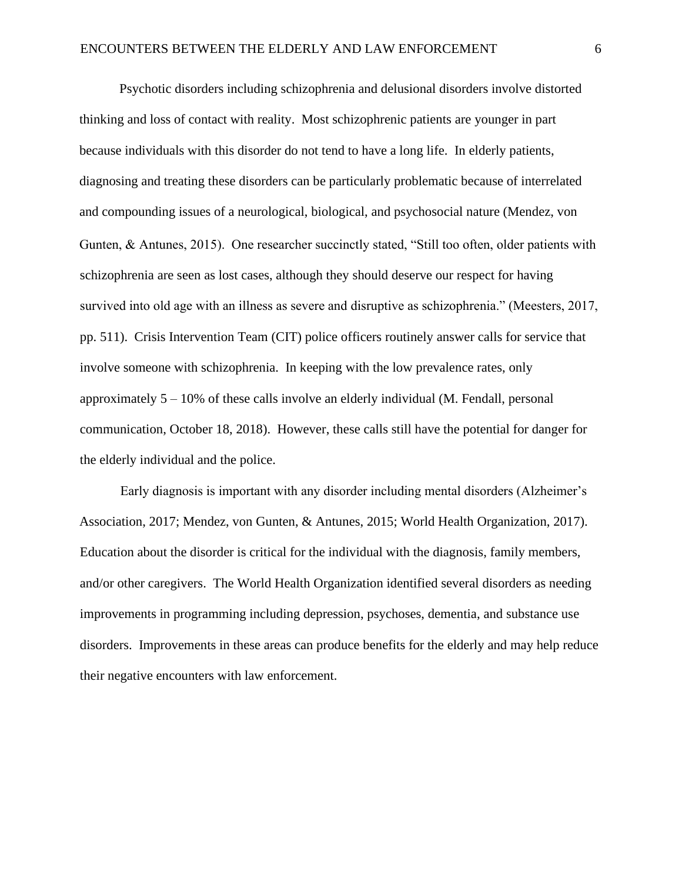Psychotic disorders including schizophrenia and delusional disorders involve distorted thinking and loss of contact with reality. Most schizophrenic patients are younger in part because individuals with this disorder do not tend to have a long life. In elderly patients, diagnosing and treating these disorders can be particularly problematic because of interrelated and compounding issues of a neurological, biological, and psychosocial nature (Mendez, von Gunten, & Antunes, 2015). One researcher succinctly stated, "Still too often, older patients with schizophrenia are seen as lost cases, although they should deserve our respect for having survived into old age with an illness as severe and disruptive as schizophrenia." (Meesters, 2017, pp. 511). Crisis Intervention Team (CIT) police officers routinely answer calls for service that involve someone with schizophrenia. In keeping with the low prevalence rates, only approximately 5 – 10% of these calls involve an elderly individual (M. Fendall, personal communication, October 18, 2018). However, these calls still have the potential for danger for the elderly individual and the police.

Early diagnosis is important with any disorder including mental disorders (Alzheimer's Association, 2017; Mendez, von Gunten, & Antunes, 2015; World Health Organization, 2017). Education about the disorder is critical for the individual with the diagnosis, family members, and/or other caregivers. The World Health Organization identified several disorders as needing improvements in programming including depression, psychoses, dementia, and substance use disorders. Improvements in these areas can produce benefits for the elderly and may help reduce their negative encounters with law enforcement.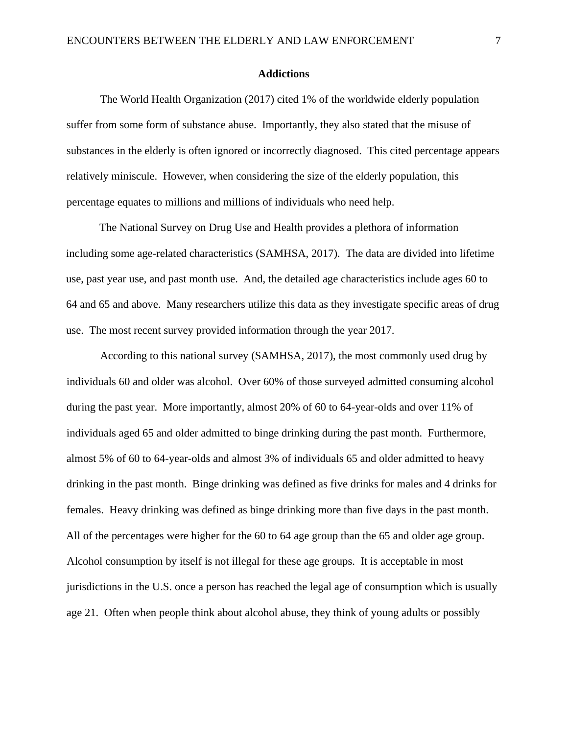## Addictions

The World Health Organization (2017) cited 1% of the worldwide elderly population suffer from some form of substance abuse. Importantly, they also stated that the misuse of substances in the elderly is often ignored or incorrectly diagnosed. This cited percentage appears relatively miniscule. However, when considering the size of the elderly population, this percentage equates to millions and millions of individuals who need help.

The National Survey on Drug Use and Health provides a plethora of information including some age-related characteristics (SAMHSA, 2017). The data are divided into lifetime use, past year use, and past month use. And, the detailed age characteristics include ages 60 to 64 and 65 and above. Many researchers utilize this data as they investigate specific areas of drug use. The most recent survey provided information through the year 2017.

According to this national survey (SAMHSA, 2017), the most commonly used drug by individuals 60 and older was alcohol. Over 60% of those surveyed admitted consuming alcohol during the past year. More importantly, almost 20% of 60 to 64-year-olds and over 11% of individuals aged 65 and older admitted to binge drinking during the past month. Furthermore, almost 5% of 60 to 64-year-olds and almost 3% of individuals 65 and older admitted to heavy drinking in the past month. Binge drinking was defined as five drinks for males and 4 drinks for females. Heavy drinking was defined as binge drinking more than five days in the past month. All of the percentages were higher for the 60 to 64 age group than the 65 and older age group. Alcohol consumption by itself is not illegal for these age groups. It is acceptable in most jurisdictions in the U.S. once a person has reached the legal age of consumption which is usually age 21. Often when people think about alcohol abuse, they think of young adults or possibly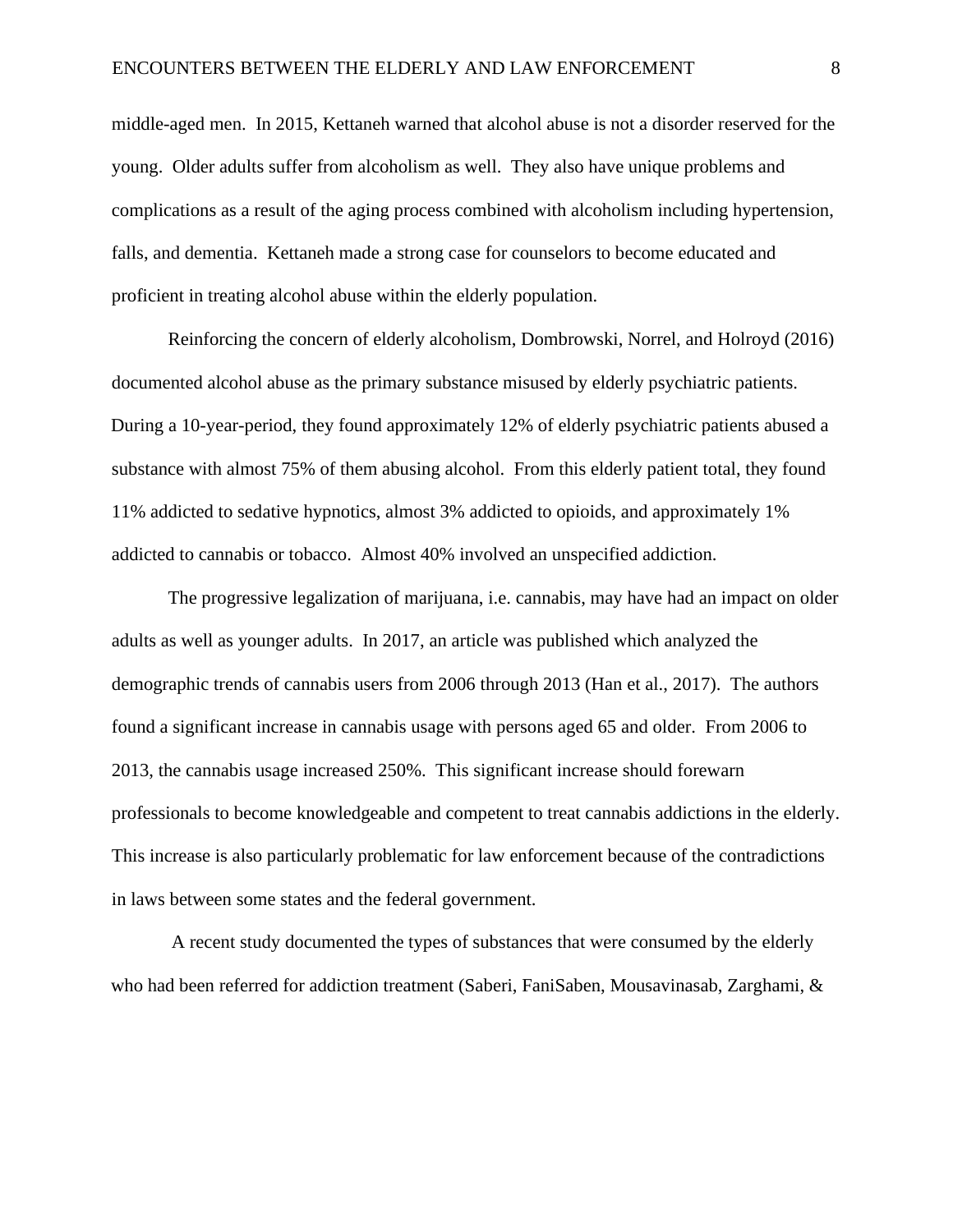middle-aged men. In 2015, Kettaneh warned that alcohol abuse is not a disorder reserved for the young. Older adults suffer from alcoholism as well. They also have unique problems and complications as a result of the aging process combined with alcoholism including hypertension, falls, and dementia. Kettaneh made a strong case for counselors to become educated and proficient in treating alcohol abuse within the elderly population.

Reinforcing the concern of elderly alcoholism, Dombrowski, Norrel, and Holroyd (2016) documented alcohol abuse as the primary substance misused by elderly psychiatric patients. During a 10-year-period, they found approximately 12% of elderly psychiatric patients abused a substance with almost 75% of them abusing alcohol. From this elderly patient total, they found 11% addicted to sedative hypnotics, almost 3% addicted to opioids, and approximately 1% addicted to cannabis or tobacco. Almost 40% involved an unspecified addiction.

The progressive legalization of marijuana, i.e. cannabis, may have had an impact on older adults as well as younger adults. In 2017, an article was published which analyzed the demographic trends of cannabis users from 2006 through 2013 (Han et al., 2017). The authors found a significant increase in cannabis usage with persons aged 65 and older. From 2006 to 2013, the cannabis usage increased 250%. This significant increase should forewarn professionals to become knowledgeable and competent to treat cannabis addictions in the elderly. This increase is also particularly problematic for law enforcement because of the contradictions in laws between some states and the federal government.

A recent study documented the types of substances that were consumed by the elderly who had been referred for addiction treatment (Saberi, FaniSaben, Mousavinasab, Zarghami, &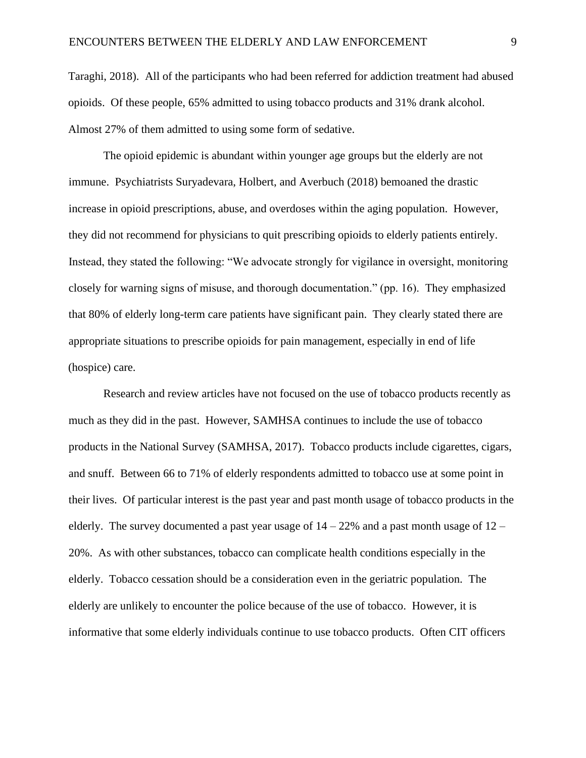Taraghi, 2018). All of the participants who had been referred for addiction treatment had abused opioids. Of these people, 65% admitted to using tobacco products and 31% drank alcohol. Almost 27% of them admitted to using some form of sedative.

The opioid epidemic is abundant within younger age groups but the elderly are not immune. Psychiatrists Suryadevara, Holbert, and Averbuch (2018) bemoaned the drastic increase in opioid prescriptions, abuse, and overdoses within the aging population. However, they did not recommend for physicians to quit prescribing opioids to elderly patients entirely. Instead, they stated the following: "We advocate strongly for vigilance in oversight, monitoring closely for warning signs of misuse, and thorough documentation." (pp. 16). They emphasized that 80% of elderly long-term care patients have significant pain. They clearly stated there are appropriate situations to prescribe opioids for pain management, especially in end of life (hospice) care.

Research and review articles have not focused on the use of tobacco products recently as much as they did in the past. However, SAMHSA continues to include the use of tobacco products in the National Survey (SAMHSA, 2017). Tobacco products include cigarettes, cigars, and snuff. Between 66 to 71% of elderly respondents admitted to tobacco use at some point in their lives. Of particular interest is the past year and past month usage of tobacco products in the elderly. The survey documented a past year usage of 14 – 22% and a past month usage of 12 – 20%. As with other substances, tobacco can complicate health conditions especially in the elderly. Tobacco cessation should be a consideration even in the geriatric population. The elderly are unlikely to encounter the police because of the use of tobacco. However, it is informative that some elderly individuals continue to use tobacco products. Often CIT officers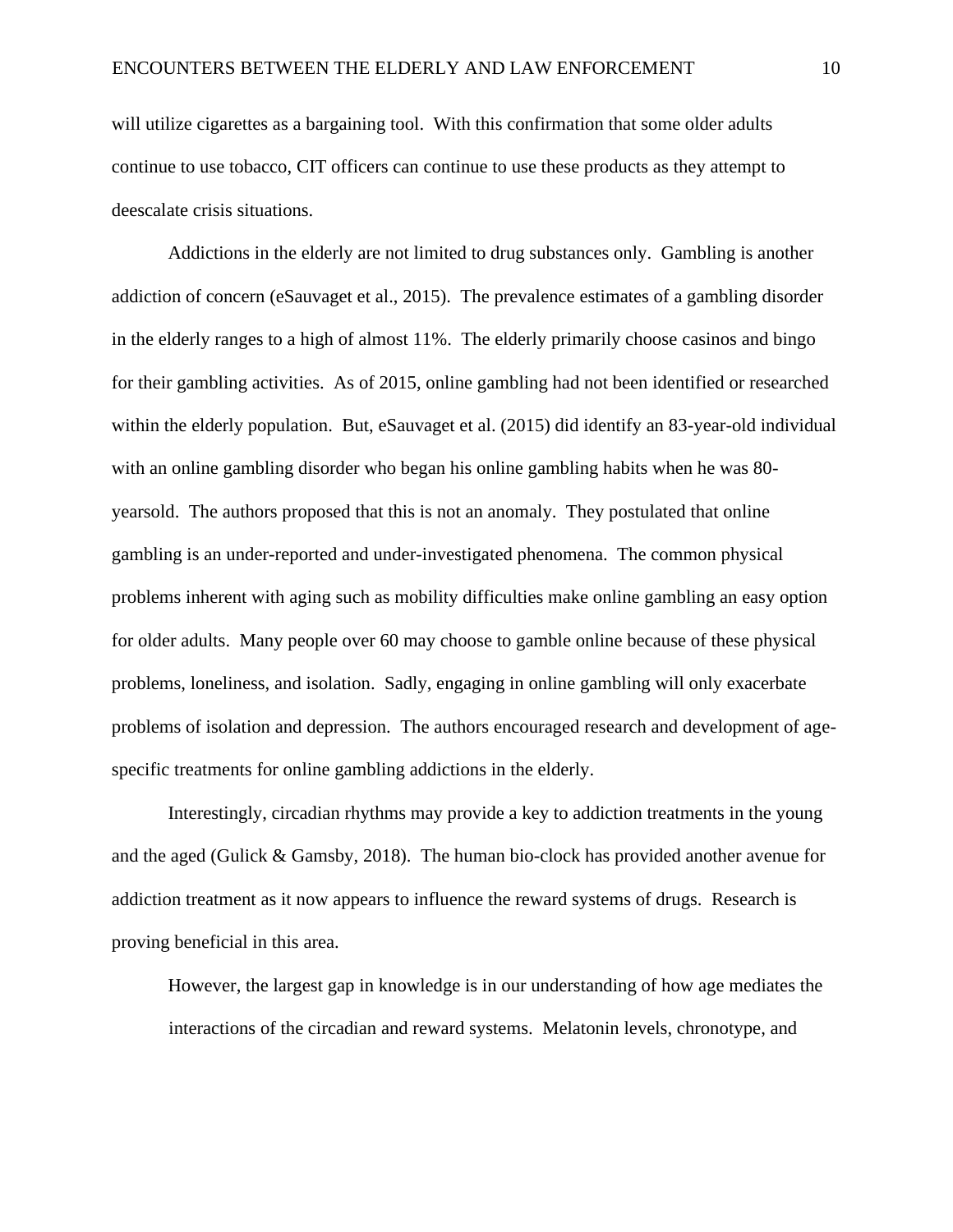will utilize cigarettes as a bargaining tool. With this confirmation that some older adults continue to use tobacco, CIT officers can continue to use these products as they attempt to deescalate crisis situations.

Addictions in the elderly are not limited to drug substances only. Gambling is another addiction of concern (eSauvaget et al., 2015). The prevalence estimates of a gambling disorder in the elderly ranges to a high of almost 11%. The elderly primarily choose casinos and bingo for their gambling activities. As of 2015, online gambling had not been identified or researched within the elderly population. But, eSauvaget et al. (2015) did identify an 83-year-old individual with an online gambling disorder who began his online gambling habits when he was 80-yearsold. The authors proposed that this is not an anomaly. They postulated that online gambling is an under-reported and under-investigated phenomena. The common physical problems inherent with aging such as mobility difficulties make online gambling an easy option for older adults. Many people over 60 may choose to gamble online because of these physical problems, loneliness, and isolation. Sadly, engaging in online gambling will only exacerbate problems of isolation and depression. The authors encouraged research and development of age-specific treatments for online gambling addictions in the elderly.

Interestingly, circadian rhythms may provide a key to addiction treatments in the young and the aged (Gulick & Gamsby, 2018). The human bio-clock has provided another avenue for addiction treatment as it now appears to influence the reward systems of drugs. Research is proving beneficial in this area.

> However, the largest gap in knowledge is in our understanding of how age mediates the interactions of the circadian and reward systems. Melatonin levels, chronotype, and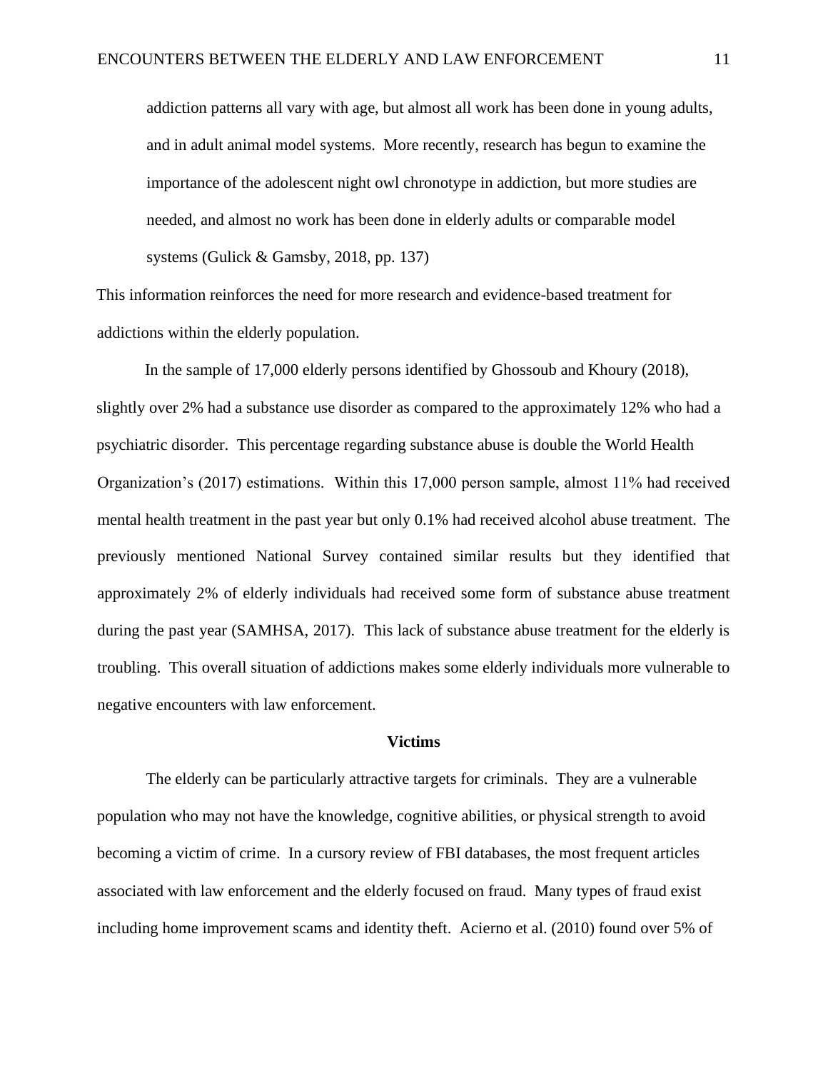> addiction patterns all vary with age, but almost all work has been done in young adults, and in adult animal model systems. More recently, research has begun to examine the importance of the adolescent night owl chronotype in addiction, but more studies are needed, and almost no work has been done in elderly adults or comparable model systems (Gulick & Gamsby, 2018, pp. 137)

This information reinforces the need for more research and evidence-based treatment for addictions within the elderly population.

In the sample of 17,000 elderly persons identified by Ghossoub and Khoury (2018), slightly over 2% had a substance use disorder as compared to the approximately 12% who had a psychiatric disorder. This percentage regarding substance abuse is double the World Health Organization's (2017) estimations. Within this 17,000 person sample, almost 11% had received mental health treatment in the past year but only 0.1% had received alcohol abuse treatment. The previously mentioned National Survey contained similar results but they identified that approximately 2% of elderly individuals had received some form of substance abuse treatment during the past year (SAMHSA, 2017). This lack of substance abuse treatment for the elderly is troubling. This overall situation of addictions makes some elderly individuals more vulnerable to negative encounters with law enforcement.

## Victims

The elderly can be particularly attractive targets for criminals. They are a vulnerable population who may not have the knowledge, cognitive abilities, or physical strength to avoid becoming a victim of crime. In a cursory review of FBI databases, the most frequent articles associated with law enforcement and the elderly focused on fraud. Many types of fraud exist including home improvement scams and identity theft. Acierno et al. (2010) found over 5% of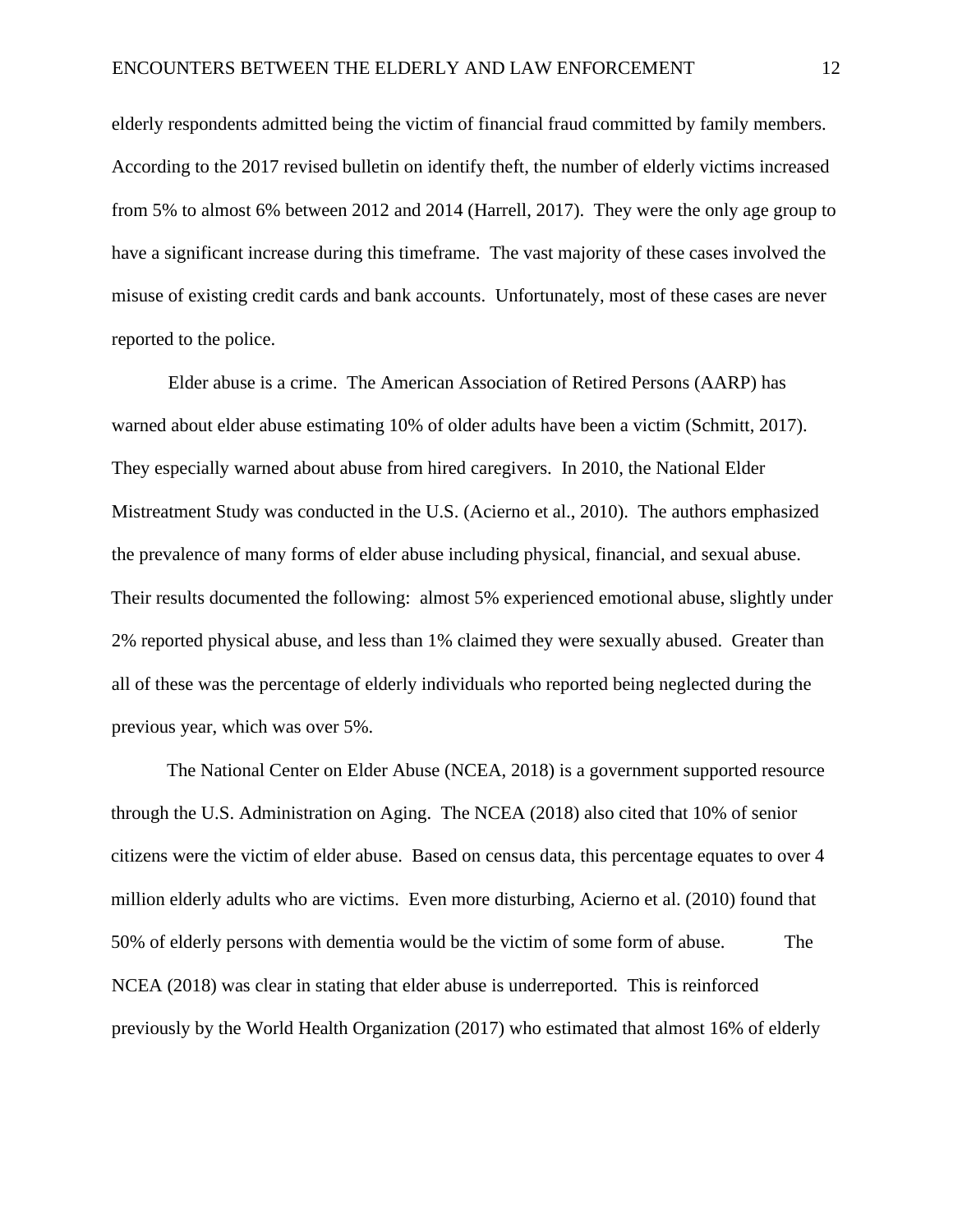elderly respondents admitted being the victim of financial fraud committed by family members. According to the 2017 revised bulletin on identify theft, the number of elderly victims increased from 5% to almost 6% between 2012 and 2014 (Harrell, 2017). They were the only age group to have a significant increase during this timeframe. The vast majority of these cases involved the misuse of existing credit cards and bank accounts. Unfortunately, most of these cases are never reported to the police.

Elder abuse is a crime. The American Association of Retired Persons (AARP) has warned about elder abuse estimating 10% of older adults have been a victim (Schmitt, 2017). They especially warned about abuse from hired caregivers. In 2010, the National Elder Mistreatment Study was conducted in the U.S. (Acierno et al., 2010). The authors emphasized the prevalence of many forms of elder abuse including physical, financial, and sexual abuse. Their results documented the following: almost 5% experienced emotional abuse, slightly under 2% reported physical abuse, and less than 1% claimed they were sexually abused. Greater than all of these was the percentage of elderly individuals who reported being neglected during the previous year, which was over 5%.

The National Center on Elder Abuse (NCEA, 2018) is a government supported resource through the U.S. Administration on Aging. The NCEA (2018) also cited that 10% of senior citizens were the victim of elder abuse. Based on census data, this percentage equates to over 4 million elderly adults who are victims. Even more disturbing, Acierno et al. (2010) found that 50% of elderly persons with dementia would be the victim of some form of abuse. The NCEA (2018) was clear in stating that elder abuse is underreported. This is reinforced previously by the World Health Organization (2017) who estimated that almost 16% of elderly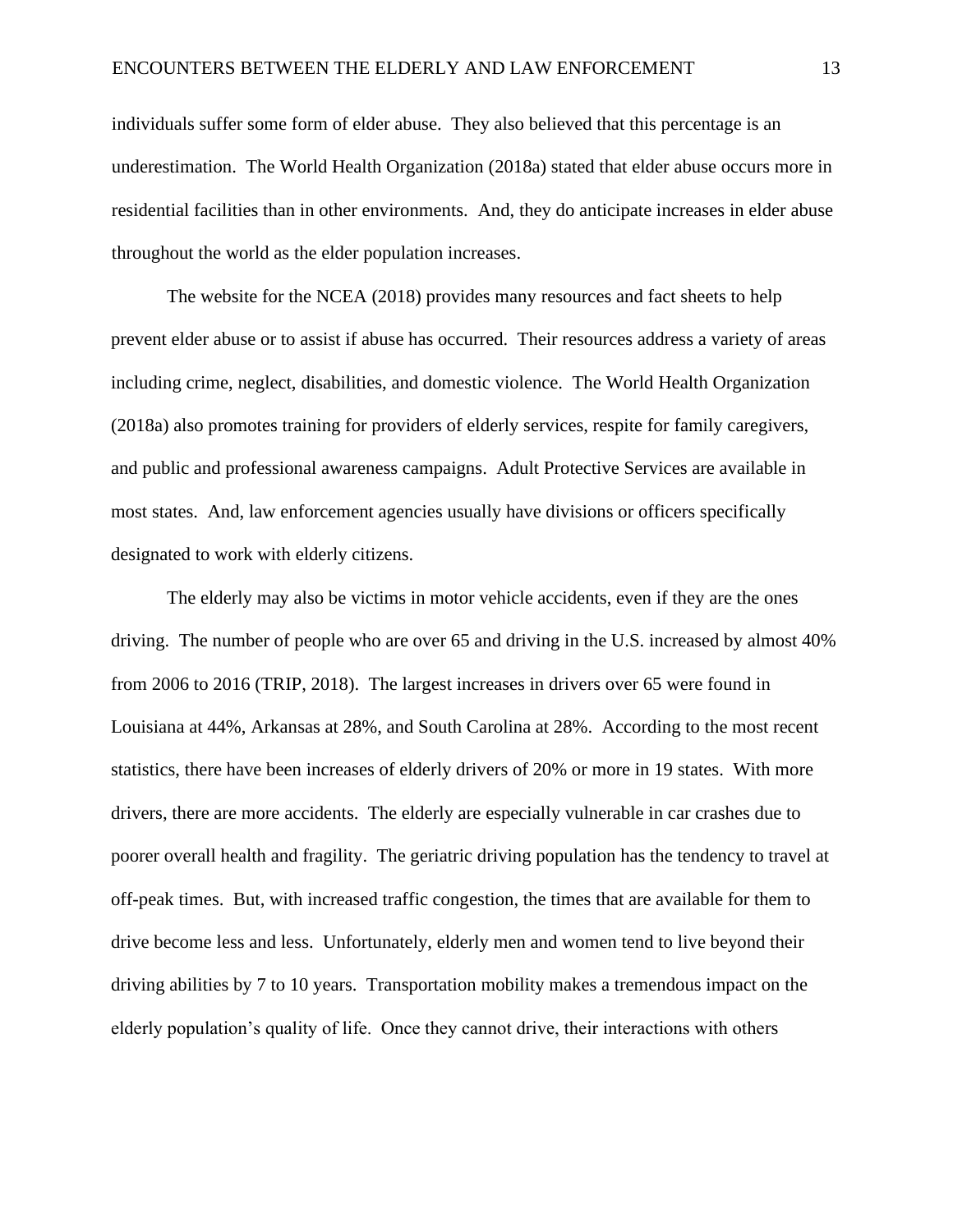individuals suffer some form of elder abuse. They also believed that this percentage is an underestimation. The World Health Organization (2018a) stated that elder abuse occurs more in residential facilities than in other environments. And, they do anticipate increases in elder abuse throughout the world as the elder population increases.

The website for the NCEA (2018) provides many resources and fact sheets to help prevent elder abuse or to assist if abuse has occurred. Their resources address a variety of areas including crime, neglect, disabilities, and domestic violence. The World Health Organization (2018a) also promotes training for providers of elderly services, respite for family caregivers, and public and professional awareness campaigns. Adult Protective Services are available in most states. And, law enforcement agencies usually have divisions or officers specifically designated to work with elderly citizens.

The elderly may also be victims in motor vehicle accidents, even if they are the ones driving. The number of people who are over 65 and driving in the U.S. increased by almost 40% from 2006 to 2016 (TRIP, 2018). The largest increases in drivers over 65 were found in Louisiana at 44%, Arkansas at 28%, and South Carolina at 28%. According to the most recent statistics, there have been increases of elderly drivers of 20% or more in 19 states. With more drivers, there are more accidents. The elderly are especially vulnerable in car crashes due to poorer overall health and fragility. The geriatric driving population has the tendency to travel at off-peak times. But, with increased traffic congestion, the times that are available for them to drive become less and less. Unfortunately, elderly men and women tend to live beyond their driving abilities by 7 to 10 years. Transportation mobility makes a tremendous impact on the elderly population's quality of life. Once they cannot drive, their interactions with others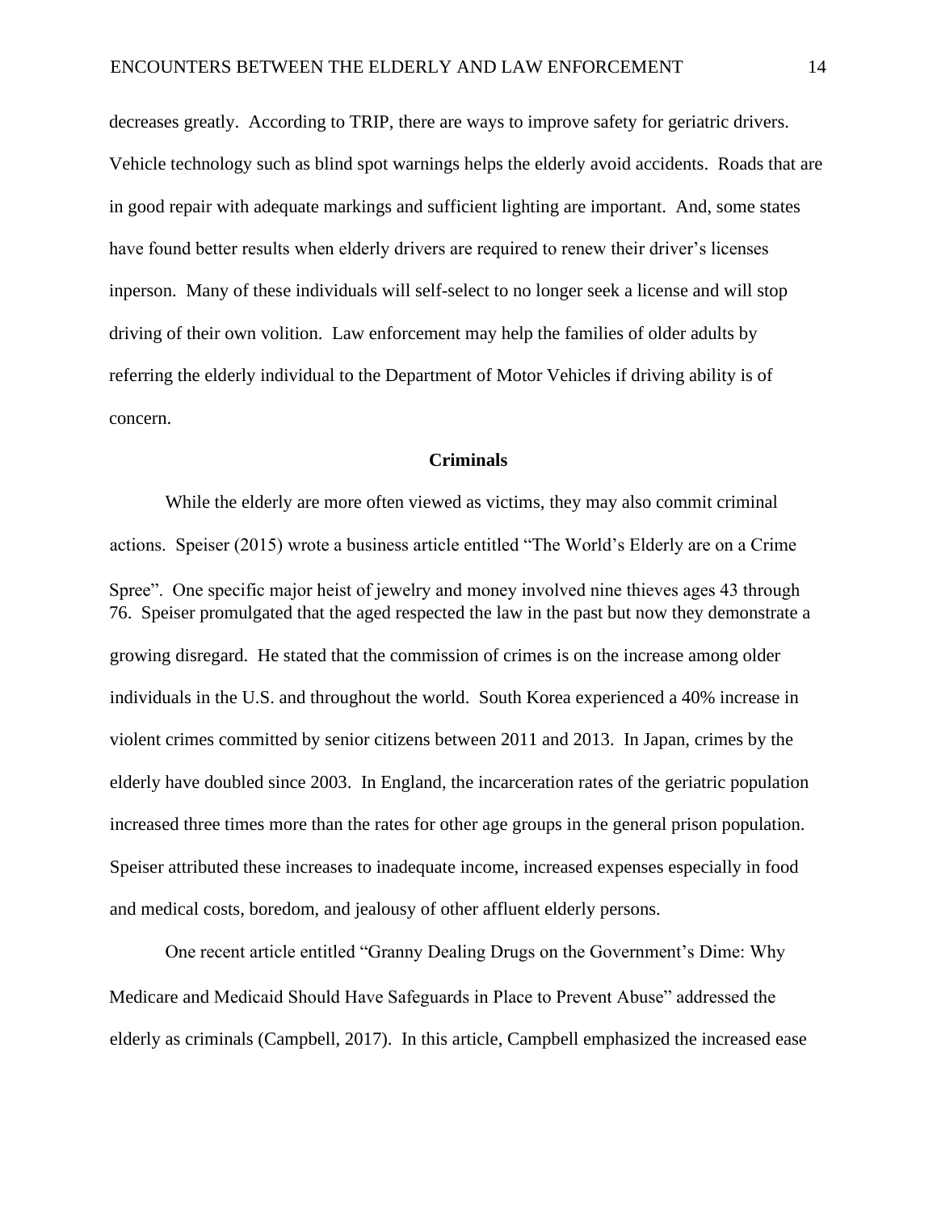decreases greatly. According to TRIP, there are ways to improve safety for geriatric drivers. Vehicle technology such as blind spot warnings helps the elderly avoid accidents. Roads that are in good repair with adequate markings and sufficient lighting are important. And, some states have found better results when elderly drivers are required to renew their driver's licenses inperson. Many of these individuals will self-select to no longer seek a license and will stop driving of their own volition. Law enforcement may help the families of older adults by referring the elderly individual to the Department of Motor Vehicles if driving ability is of concern.

## Criminals

While the elderly are more often viewed as victims, they may also commit criminal actions. Speiser (2015) wrote a business article entitled "The World's Elderly are on a Crime Spree". One specific major heist of jewelry and money involved nine thieves ages 43 through 76. Speiser promulgated that the aged respected the law in the past but now they demonstrate a growing disregard. He stated that the commission of crimes is on the increase among older individuals in the U.S. and throughout the world. South Korea experienced a 40% increase in violent crimes committed by senior citizens between 2011 and 2013. In Japan, crimes by the elderly have doubled since 2003. In England, the incarceration rates of the geriatric population increased three times more than the rates for other age groups in the general prison population. Speiser attributed these increases to inadequate income, increased expenses especially in food and medical costs, boredom, and jealousy of other affluent elderly persons.

One recent article entitled "Granny Dealing Drugs on the Government's Dime: Why Medicare and Medicaid Should Have Safeguards in Place to Prevent Abuse" addressed the elderly as criminals (Campbell, 2017). In this article, Campbell emphasized the increased ease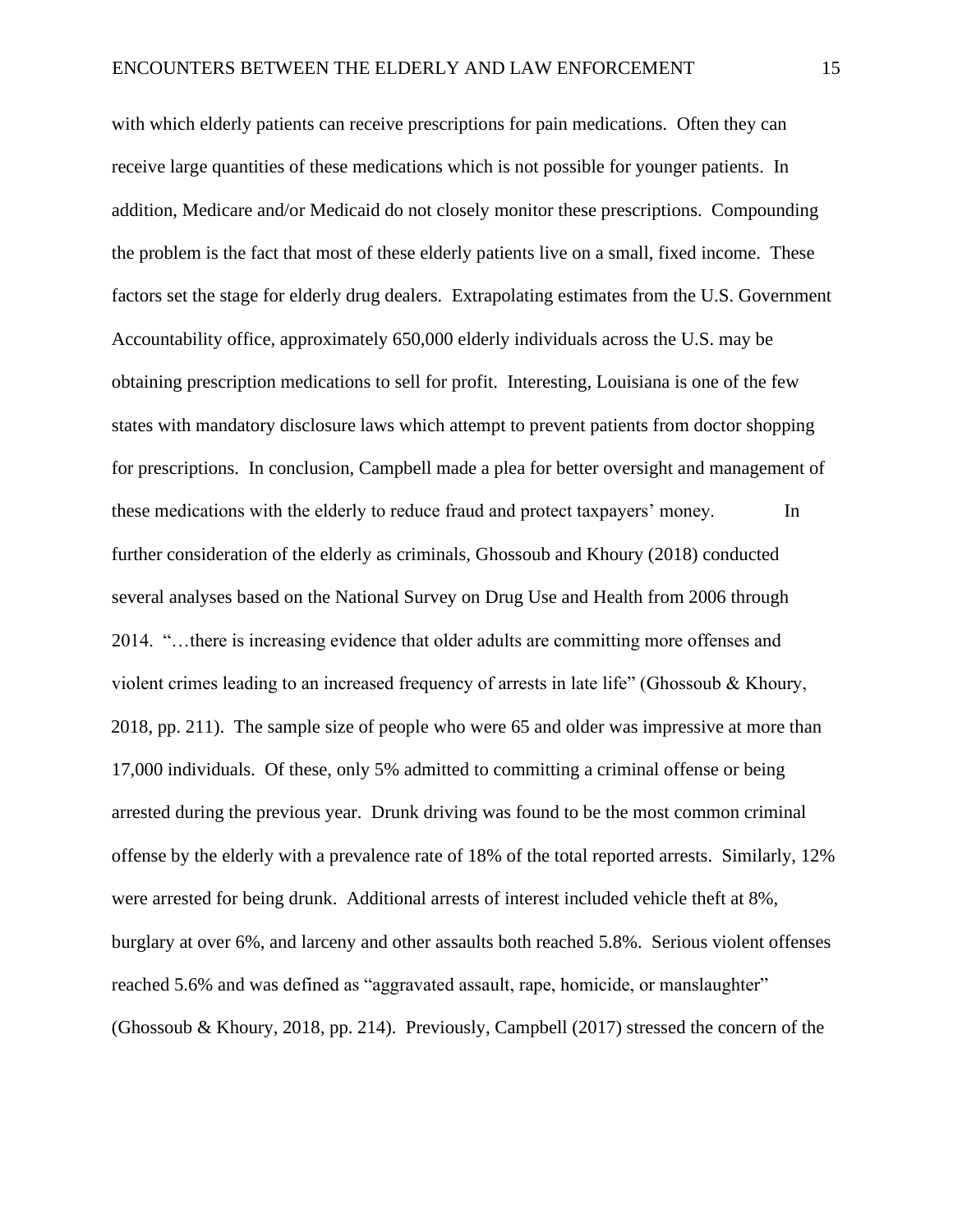with which elderly patients can receive prescriptions for pain medications. Often they can receive large quantities of these medications which is not possible for younger patients. In addition, Medicare and/or Medicaid do not closely monitor these prescriptions. Compounding the problem is the fact that most of these elderly patients live on a small, fixed income. These factors set the stage for elderly drug dealers. Extrapolating estimates from the U.S. Government Accountability office, approximately 650,000 elderly individuals across the U.S. may be obtaining prescription medications to sell for profit. Interesting, Louisiana is one of the few states with mandatory disclosure laws which attempt to prevent patients from doctor shopping for prescriptions. In conclusion, Campbell made a plea for better oversight and management of these medications with the elderly to reduce fraud and protect taxpayers' money.

In further consideration of the elderly as criminals, Ghossoub and Khoury (2018) conducted several analyses based on the National Survey on Drug Use and Health from 2006 through 2014. "…there is increasing evidence that older adults are committing more offenses and violent crimes leading to an increased frequency of arrests in late life" (Ghossoub & Khoury, 2018, pp. 211). The sample size of people who were 65 and older was impressive at more than 17,000 individuals. Of these, only 5% admitted to committing a criminal offense or being arrested during the previous year. Drunk driving was found to be the most common criminal offense by the elderly with a prevalence rate of 18% of the total reported arrests. Similarly, 12% were arrested for being drunk. Additional arrests of interest included vehicle theft at 8%, burglary at over 6%, and larceny and other assaults both reached 5.8%. Serious violent offenses reached 5.6% and was defined as "aggravated assault, rape, homicide, or manslaughter" (Ghossoub & Khoury, 2018, pp. 214). Previously, Campbell (2017) stressed the concern of the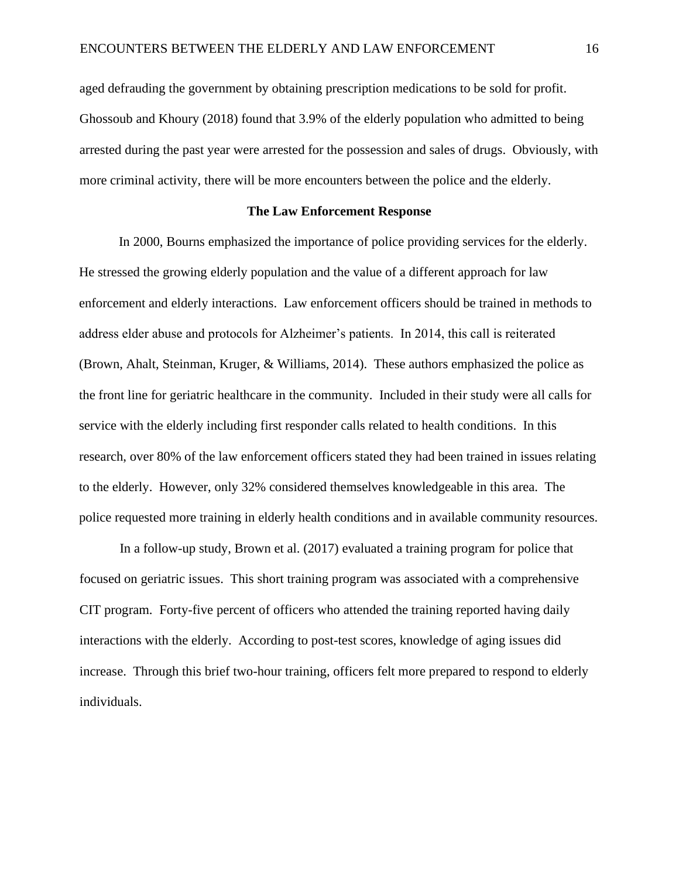aged defrauding the government by obtaining prescription medications to be sold for profit. Ghossoub and Khoury (2018) found that 3.9% of the elderly population who admitted to being arrested during the past year were arrested for the possession and sales of drugs. Obviously, with more criminal activity, there will be more encounters between the police and the elderly.

## The Law Enforcement Response

In 2000, Bourns emphasized the importance of police providing services for the elderly. He stressed the growing elderly population and the value of a different approach for law enforcement and elderly interactions. Law enforcement officers should be trained in methods to address elder abuse and protocols for Alzheimer's patients. In 2014, this call is reiterated (Brown, Ahalt, Steinman, Kruger, & Williams, 2014). These authors emphasized the police as the front line for geriatric healthcare in the community. Included in their study were all calls for service with the elderly including first responder calls related to health conditions. In this research, over 80% of the law enforcement officers stated they had been trained in issues relating to the elderly. However, only 32% considered themselves knowledgeable in this area. The police requested more training in elderly health conditions and in available community resources.

In a follow-up study, Brown et al. (2017) evaluated a training program for police that focused on geriatric issues. This short training program was associated with a comprehensive CIT program. Forty-five percent of officers who attended the training reported having daily interactions with the elderly. According to post-test scores, knowledge of aging issues did increase. Through this brief two-hour training, officers felt more prepared to respond to elderly individuals.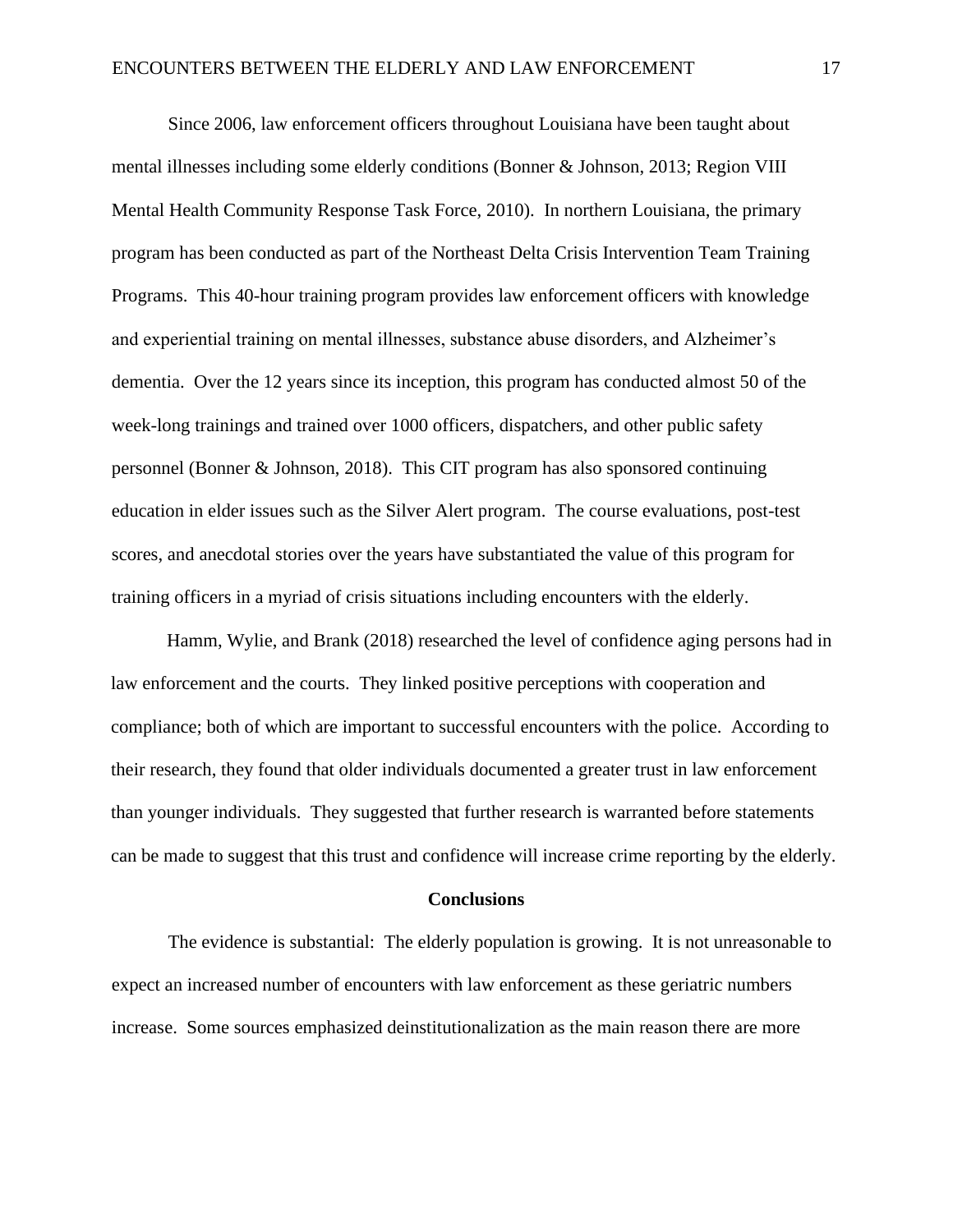Since 2006, law enforcement officers throughout Louisiana have been taught about mental illnesses including some elderly conditions (Bonner & Johnson, 2013; Region VIII Mental Health Community Response Task Force, 2010). In northern Louisiana, the primary program has been conducted as part of the Northeast Delta Crisis Intervention Team Training Programs. This 40-hour training program provides law enforcement officers with knowledge and experiential training on mental illnesses, substance abuse disorders, and Alzheimer's dementia. Over the 12 years since its inception, this program has conducted almost 50 of the week-long trainings and trained over 1000 officers, dispatchers, and other public safety personnel (Bonner & Johnson, 2018). This CIT program has also sponsored continuing education in elder issues such as the Silver Alert program. The course evaluations, post-test scores, and anecdotal stories over the years have substantiated the value of this program for training officers in a myriad of crisis situations including encounters with the elderly.

Hamm, Wylie, and Brank (2018) researched the level of confidence aging persons had in law enforcement and the courts. They linked positive perceptions with cooperation and compliance; both of which are important to successful encounters with the police. According to their research, they found that older individuals documented a greater trust in law enforcement than younger individuals. They suggested that further research is warranted before statements can be made to suggest that this trust and confidence will increase crime reporting by the elderly.

## Conclusions

The evidence is substantial: The elderly population is growing. It is not unreasonable to expect an increased number of encounters with law enforcement as these geriatric numbers increase. Some sources emphasized deinstitutionalization as the main reason there are more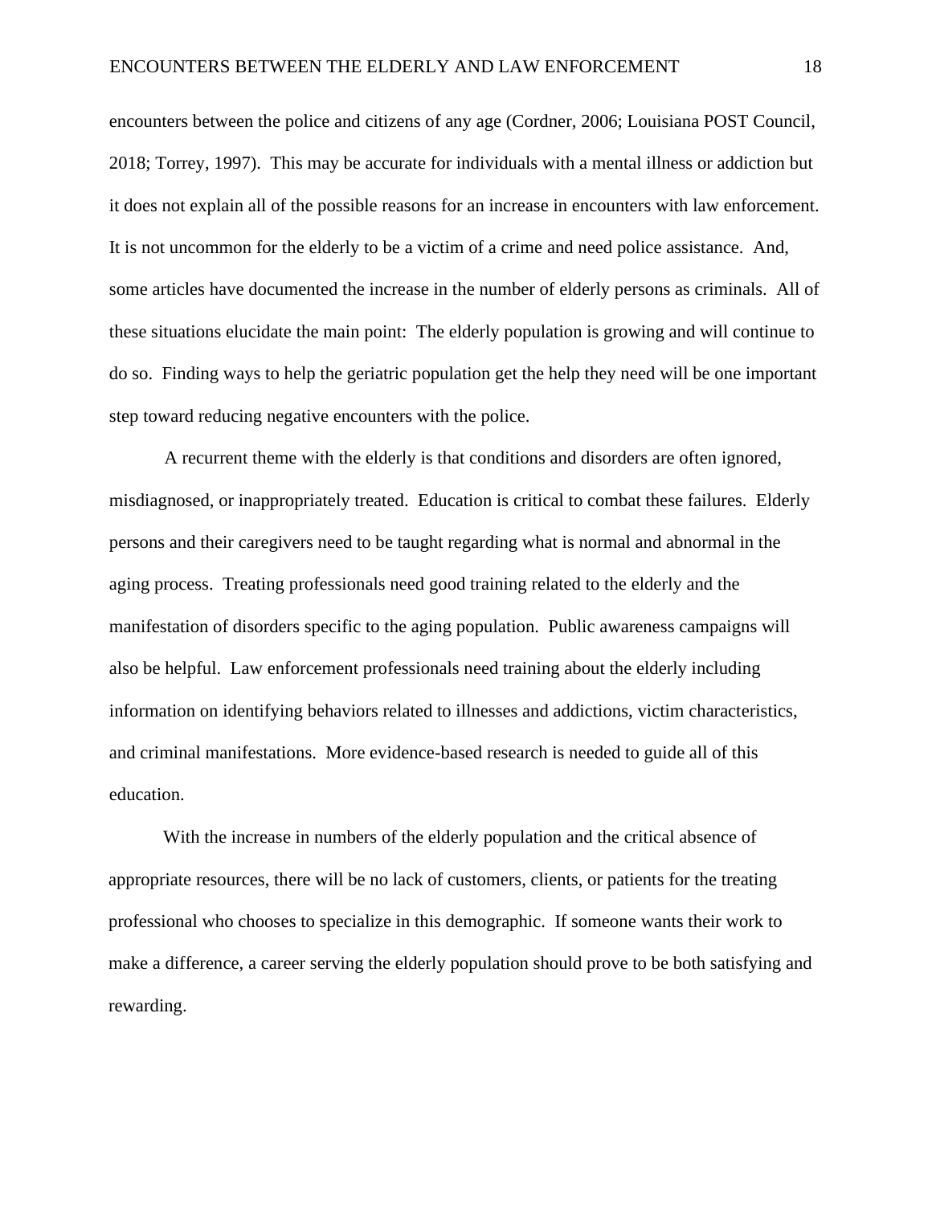encounters between the police and citizens of any age (Cordner, 2006; Louisiana POST Council, 2018; Torrey, 1997). This may be accurate for individuals with a mental illness or addiction but it does not explain all of the possible reasons for an increase in encounters with law enforcement. It is not uncommon for the elderly to be a victim of a crime and need police assistance. And, some articles have documented the increase in the number of elderly persons as criminals. All of these situations elucidate the main point: The elderly population is growing and will continue to do so. Finding ways to help the geriatric population get the help they need will be one important step toward reducing negative encounters with the police.

A recurrent theme with the elderly is that conditions and disorders are often ignored, misdiagnosed, or inappropriately treated. Education is critical to combat these failures. Elderly persons and their caregivers need to be taught regarding what is normal and abnormal in the aging process. Treating professionals need good training related to the elderly and the manifestation of disorders specific to the aging population. Public awareness campaigns will also be helpful. Law enforcement professionals need training about the elderly including information on identifying behaviors related to illnesses and addictions, victim characteristics, and criminal manifestations. More evidence-based research is needed to guide all of this education.

With the increase in numbers of the elderly population and the critical absence of appropriate resources, there will be no lack of customers, clients, or patients for the treating professional who chooses to specialize in this demographic. If someone wants their work to make a difference, a career serving the elderly population should prove to be both satisfying and rewarding.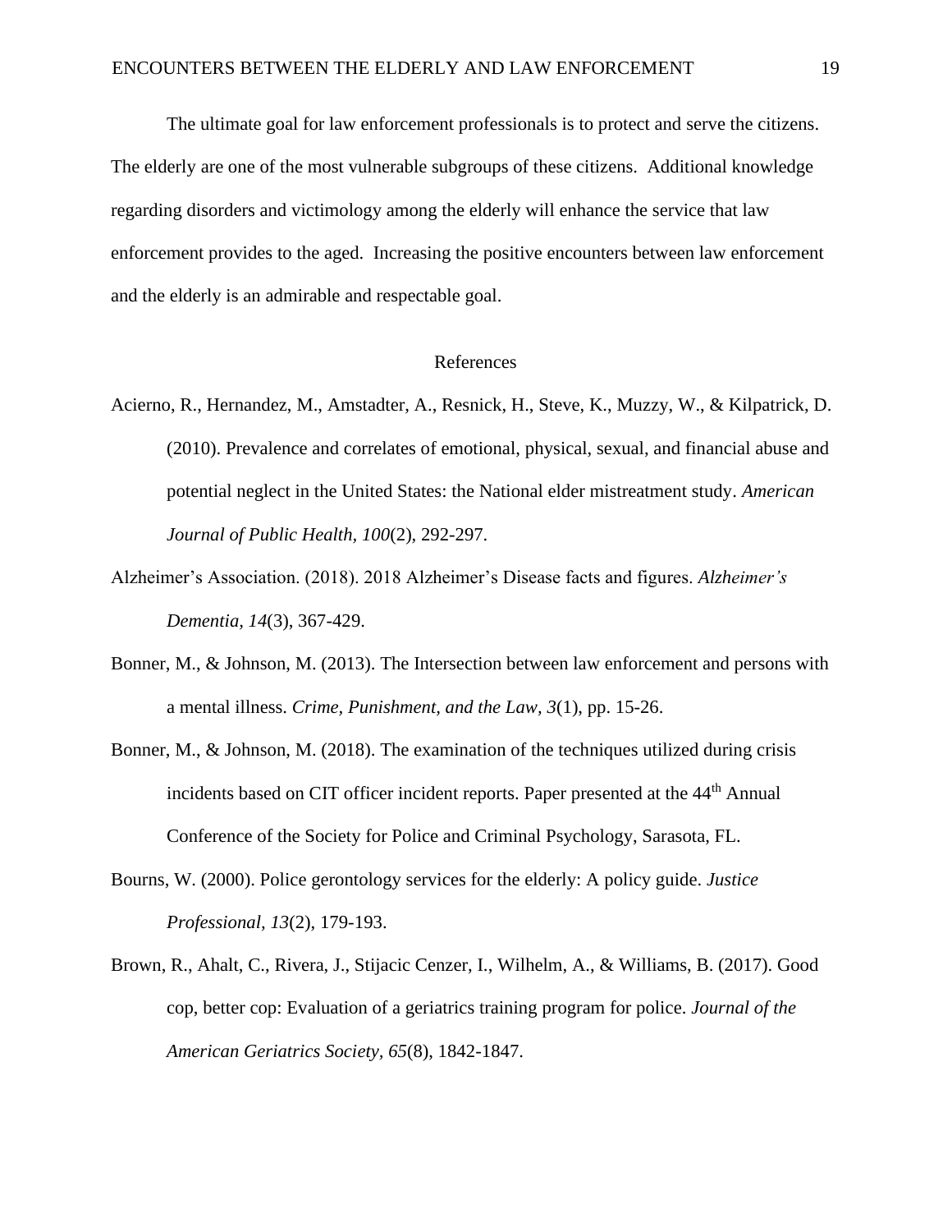The ultimate goal for law enforcement professionals is to protect and serve the citizens. The elderly are one of the most vulnerable subgroups of these citizens. Additional knowledge regarding disorders and victimology among the elderly will enhance the service that law enforcement provides to the aged. Increasing the positive encounters between law enforcement and the elderly is an admirable and respectable goal.

## References

Acierno, R., Hernandez, M., Amstadter, A., Resnick, H., Steve, K., Muzzy, W., & Kilpatrick, D. (2010). Prevalence and correlates of emotional, physical, sexual, and financial abuse and potential neglect in the United States: the National elder mistreatment study. *American Journal of Public Health, 100*(2), 292-297.

Alzheimer's Association. (2018). 2018 Alzheimer's Disease facts and figures. *Alzheimer's Dementia, 14*(3), 367-429.

Bonner, M., & Johnson, M. (2013). The Intersection between law enforcement and persons with a mental illness. *Crime, Punishment, and the Law, 3*(1), pp. 15-26.

Bonner, M., & Johnson, M. (2018). The examination of the techniques utilized during crisis incidents based on CIT officer incident reports. Paper presented at the 44th Annual Conference of the Society for Police and Criminal Psychology, Sarasota, FL.

Bourns, W. (2000). Police gerontology services for the elderly: A policy guide. *Justice Professional, 13*(2), 179-193.

Brown, R., Ahalt, C., Rivera, J., Stijacic Cenzer, I., Wilhelm, A., & Williams, B. (2017). Good cop, better cop: Evaluation of a geriatrics training program for police. *Journal of the American Geriatrics Society, 65*(8), 1842-1847.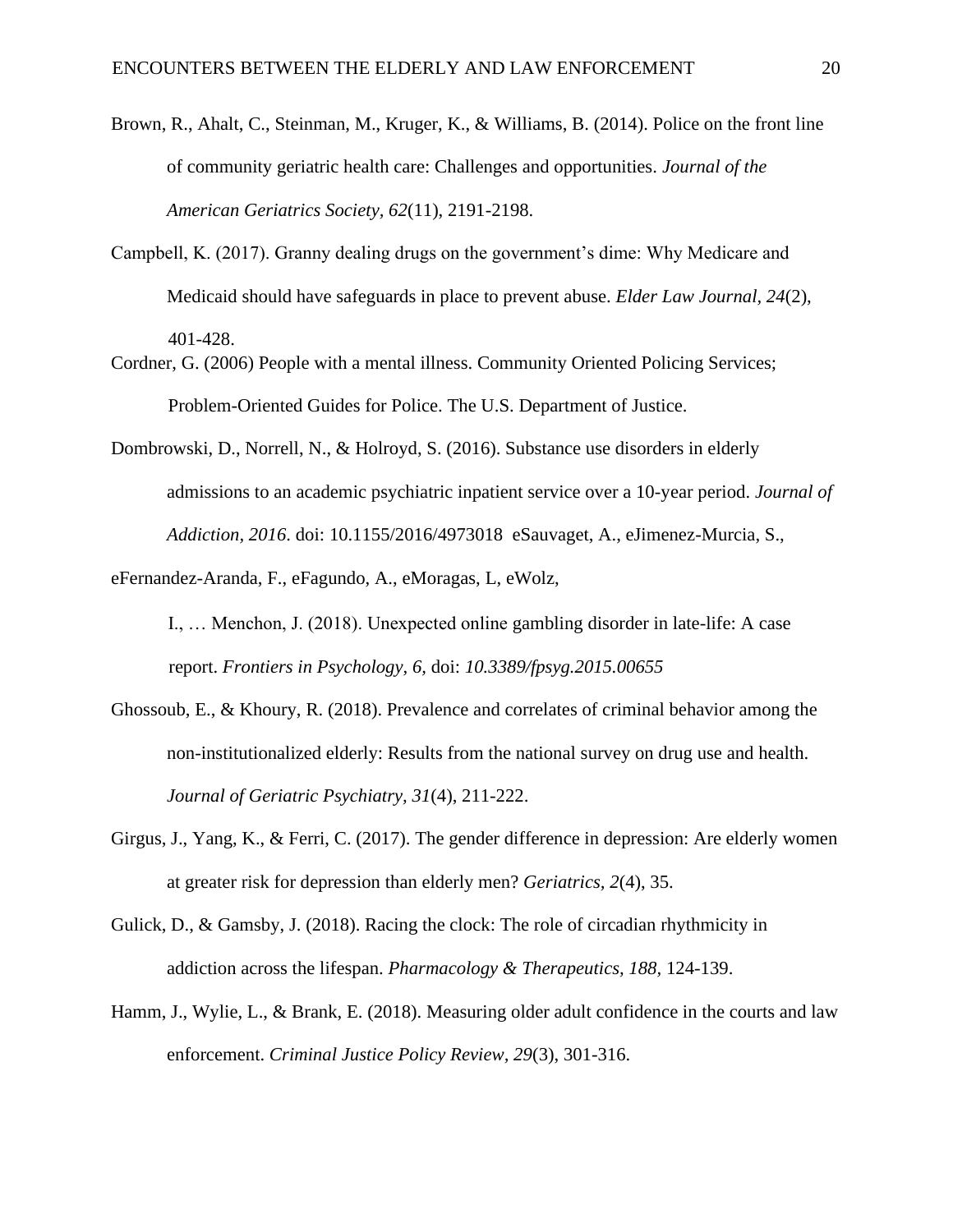Brown, R., Ahalt, C., Steinman, M., Kruger, K., & Williams, B. (2014). Police on the front line of community geriatric health care: Challenges and opportunities. *Journal of the American Geriatrics Society, 62*(11), 2191-2198.

Campbell, K. (2017). Granny dealing drugs on the government's dime: Why Medicare and Medicaid should have safeguards in place to prevent abuse. *Elder Law Journal, 24*(2), 401-428.

Cordner, G. (2006) People with a mental illness. Community Oriented Policing Services; Problem-Oriented Guides for Police. The U.S. Department of Justice.

Dombrowski, D., Norrell, N., & Holroyd, S. (2016). Substance use disorders in elderly admissions to an academic psychiatric inpatient service over a 10-year period. *Journal of Addiction, 2016*. doi: 10.1155/2016/4973018 eSauvaget, A., eJimenez-Murcia, S.,

eFernandez-Aranda, F., eFagundo, A., eMoragas, L, eWolz,

I., … Menchon, J. (2018). Unexpected online gambling disorder in late-life: A case report. *Frontiers in Psychology, 6,* doi: *10.3389/fpsyg.2015.00655*

Ghossoub, E., & Khoury, R. (2018). Prevalence and correlates of criminal behavior among the non-institutionalized elderly: Results from the national survey on drug use and health. *Journal of Geriatric Psychiatry, 31*(4), 211-222.

Girgus, J., Yang, K., & Ferri, C. (2017). The gender difference in depression: Are elderly women at greater risk for depression than elderly men? *Geriatrics, 2*(4), 35.

Gulick, D., & Gamsby, J. (2018). Racing the clock: The role of circadian rhythmicity in addiction across the lifespan. *Pharmacology & Therapeutics, 188*, 124-139.

Hamm, J., Wylie, L., & Brank, E. (2018). Measuring older adult confidence in the courts and law enforcement. *Criminal Justice Policy Review, 29*(3), 301-316.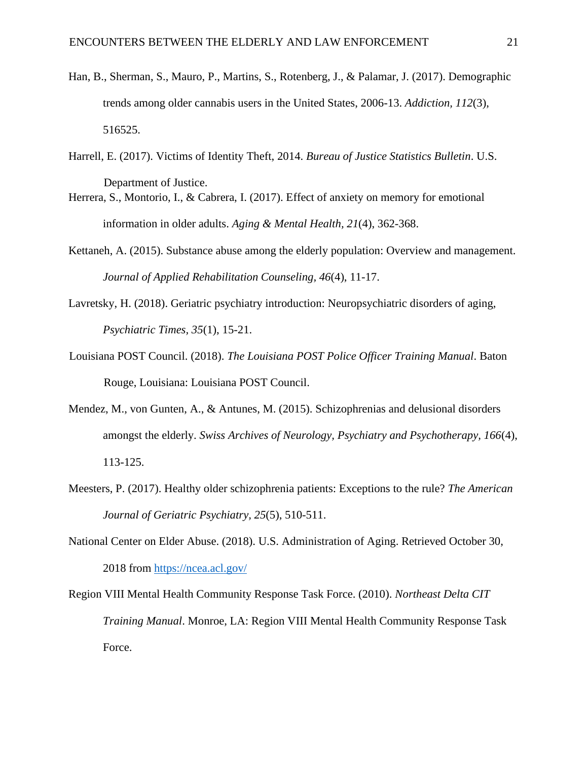Han, B., Sherman, S., Mauro, P., Martins, S., Rotenberg, J., & Palamar, J. (2017). Demographic trends among older cannabis users in the United States, 2006-13. *Addiction, 112*(3), 516525.

Harrell, E. (2017). Victims of Identity Theft, 2014. *Bureau of Justice Statistics Bulletin*. U.S. Department of Justice.

Herrera, S., Montorio, I., & Cabrera, I. (2017). Effect of anxiety on memory for emotional information in older adults. *Aging & Mental Health, 21*(4), 362-368.

Kettaneh, A. (2015). Substance abuse among the elderly population: Overview and management. *Journal of Applied Rehabilitation Counseling, 46*(4), 11-17.

Lavretsky, H. (2018). Geriatric psychiatry introduction: Neuropsychiatric disorders of aging, *Psychiatric Times*, *35*(1), 15-21.

Louisiana POST Council. (2018). *The Louisiana POST Police Officer Training Manual*. Baton Rouge, Louisiana: Louisiana POST Council.

Mendez, M., von Gunten, A., & Antunes, M. (2015). Schizophrenias and delusional disorders amongst the elderly. *Swiss Archives of Neurology, Psychiatry and Psychotherapy*, *166*(4), 113-125.

Meesters, P. (2017). Healthy older schizophrenia patients: Exceptions to the rule? *The American Journal of Geriatric Psychiatry*, *25*(5), 510-511.

National Center on Elder Abuse. (2018). U.S. Administration of Aging. Retrieved October 30, 2018 from https://ncea.acl.gov/

Region VIII Mental Health Community Response Task Force. (2010). *Northeast Delta CIT Training Manual*. Monroe, LA: Region VIII Mental Health Community Response Task Force.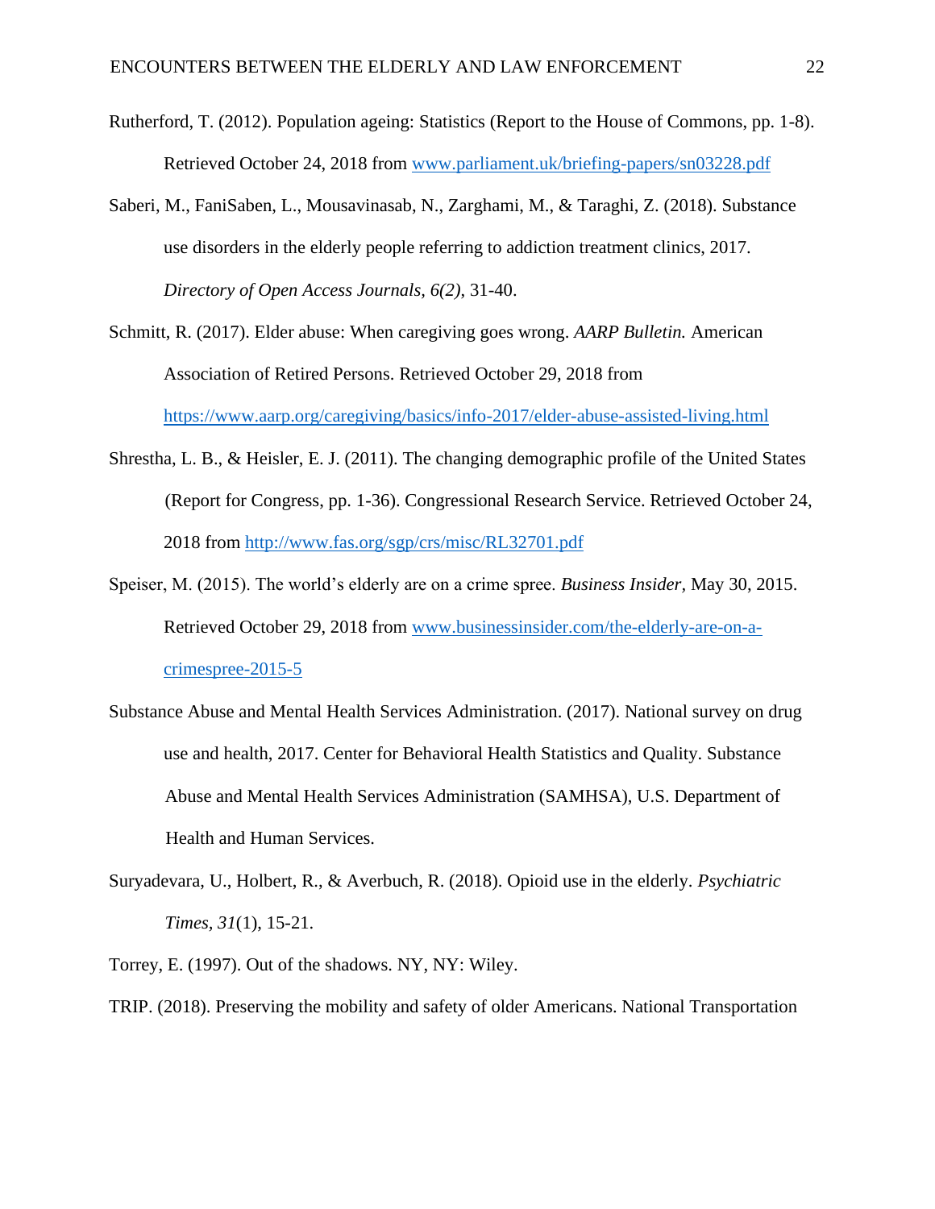Rutherford, T. (2012). Population ageing: Statistics (Report to the House of Commons, pp. 1-8). Retrieved October 24, 2018 from [www.parliament.uk/briefing-papers/sn03228.pdf](www.parliament.uk/briefing-papers/sn03228.pdf)

Saberi, M., FaniSaben, L., Mousavinasab, N., Zarghami, M., & Taraghi, Z. (2018). Substance use disorders in the elderly people referring to addiction treatment clinics, 2017. *Directory of Open Access Journals, 6(2)*, 31-40.

Schmitt, R. (2017). Elder abuse: When caregiving goes wrong. *AARP Bulletin.* American Association of Retired Persons. Retrieved October 29, 2018 from [https://www.aarp.org/caregiving/basics/info-2017/elder-abuse-assisted-living.html](https://www.aarp.org/caregiving/basics/info-2017/elder-abuse-assisted-living.html)

Shrestha, L. B., & Heisler, E. J. (2011). The changing demographic profile of the United States (Report for Congress, pp. 1-36). Congressional Research Service. Retrieved October 24, 2018 from [http://www.fas.org/sgp/crs/misc/RL32701.pdf](http://www.fas.org/sgp/crs/misc/RL32701.pdf)

Speiser, M. (2015). The world's elderly are on a crime spree. *Business Insider,* May 30, 2015. Retrieved October 29, 2018 from [www.businessinsider.com/the-elderly-are-on-a-crimespree-2015-5](www.businessinsider.com/the-elderly-are-on-a-crimespree-2015-5)

Substance Abuse and Mental Health Services Administration. (2017). National survey on drug use and health, 2017. Center for Behavioral Health Statistics and Quality. Substance Abuse and Mental Health Services Administration (SAMHSA), U.S. Department of Health and Human Services.

Suryadevara, U., Holbert, R., & Averbuch, R. (2018). Opioid use in the elderly. *Psychiatric Times, 31*(1), 15-21.

Torrey, E. (1997). Out of the shadows. NY, NY: Wiley.

TRIP. (2018). Preserving the mobility and safety of older Americans. National Transportation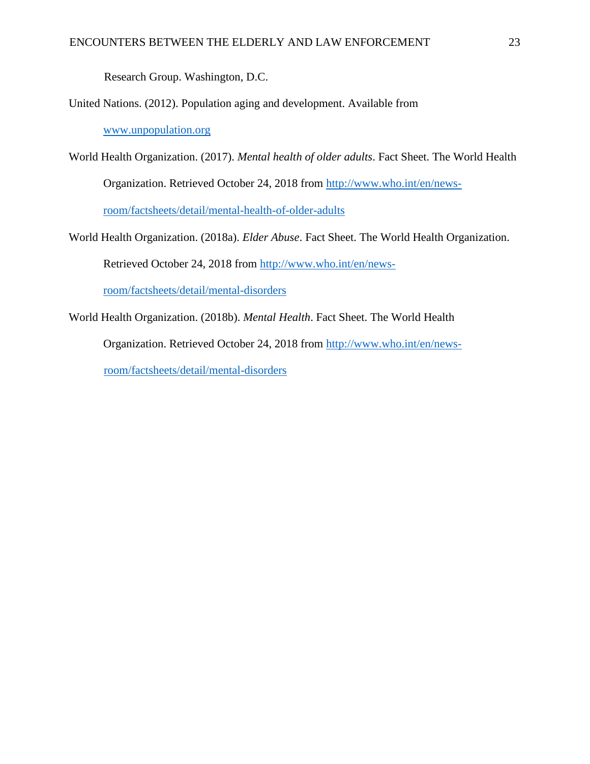Research Group. Washington, D.C.

United Nations. (2012). Population aging and development. Available from www.unpopulation.org

World Health Organization. (2017). *Mental health of older adults*. Fact Sheet. The World Health Organization. Retrieved October 24, 2018 from http://www.who.int/en/news-room/factsheets/detail/mental-health-of-older-adults

World Health Organization. (2018a). *Elder Abuse*. Fact Sheet. The World Health Organization. Retrieved October 24, 2018 from http://www.who.int/en/news-room/factsheets/detail/mental-disorders

World Health Organization. (2018b). *Mental Health*. Fact Sheet. The World Health Organization. Retrieved October 24, 2018 from http://www.who.int/en/news-room/factsheets/detail/mental-disorders